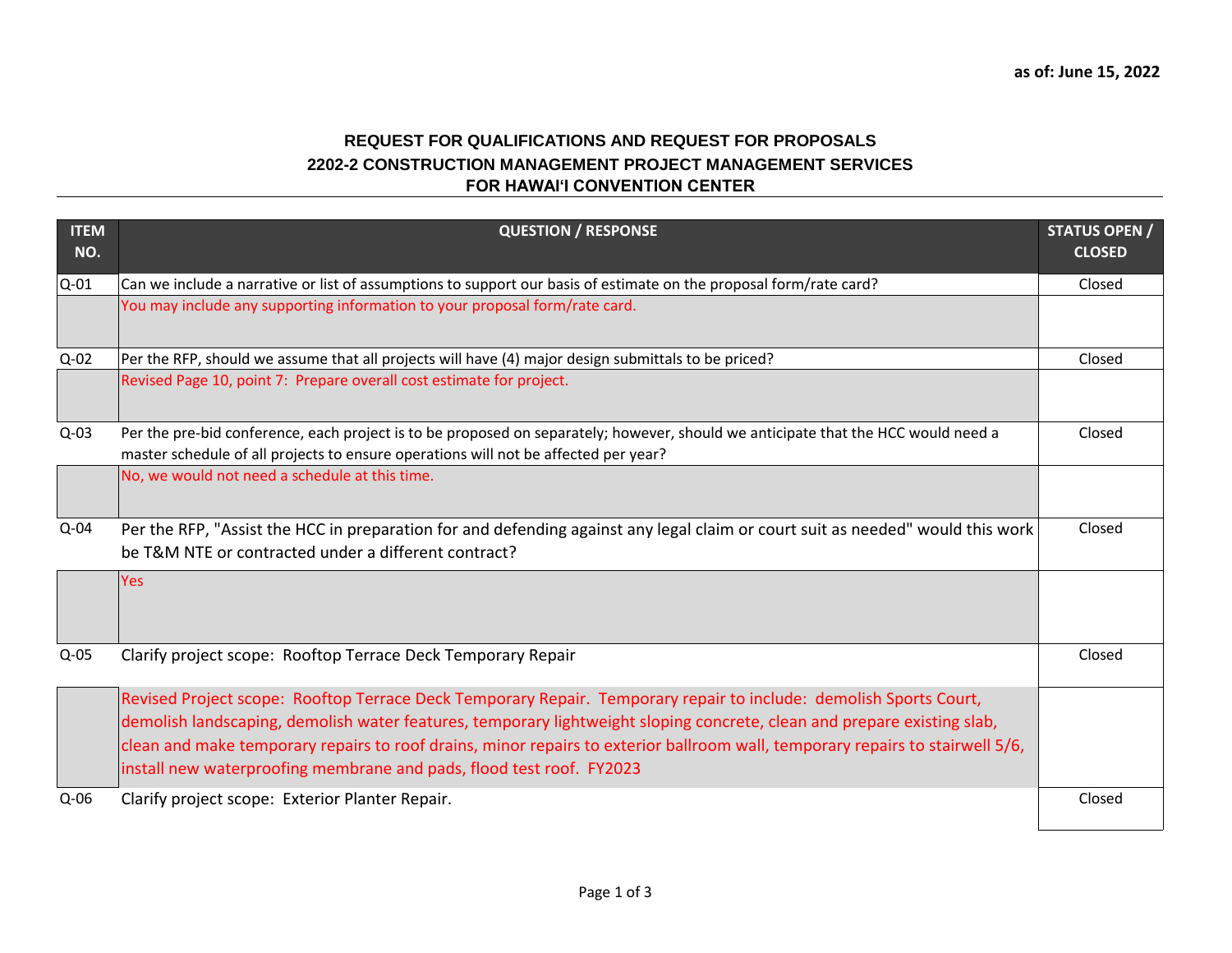as of: June 15, 2022

# REQUEST FOR QUALIFICATIONS AND REQUEST FOR PROPOSALS
## 2202-2 CONSTRUCTION MANAGEMENT PROJECT MANAGEMENT SERVICES
## FOR HAWAIʻI CONVENTION CENTER

| ITEM NO. | QUESTION / RESPONSE | STATUS OPEN / CLOSED |
|---|---|---|
| Q-01 | Can we include a narrative or list of assumptions to support our basis of estimate on the proposal form/rate card? | Closed |
| | You may include any supporting information to your proposal form/rate card. | |
| Q-02 | Per the RFP, should we assume that all projects will have (4) major design submittals to be priced? | Closed |
| | Revised Page 10, point 7: Prepare overall cost estimate for project. | |
| Q-03 | Per the pre-bid conference, each project is to be proposed on separately; however, should we anticipate that the HCC would need a master schedule of all projects to ensure operations will not be affected per year? | Closed |
| | No, we would not need a schedule at this time. | |
| Q-04 | Per the RFP, "Assist the HCC in preparation for and defending against any legal claim or court suit as needed" would this work be T&M NTE or contracted under a different contract? | Closed |
| | Yes | |
| Q-05 | Clarify project scope: Rooftop Terrace Deck Temporary Repair | Closed |
| | Revised Project scope: Rooftop Terrace Deck Temporary Repair. Temporary repair to include: demolish Sports Court, demolish landscaping, demolish water features, temporary lightweight sloping concrete, clean and prepare existing slab, clean and make temporary repairs to roof drains, minor repairs to exterior ballroom wall, temporary repairs to stairwell 5/6, install new waterproofing membrane and pads, flood test roof. FY2023 | |
| Q-06 | Clarify project scope: Exterior Planter Repair. | Closed |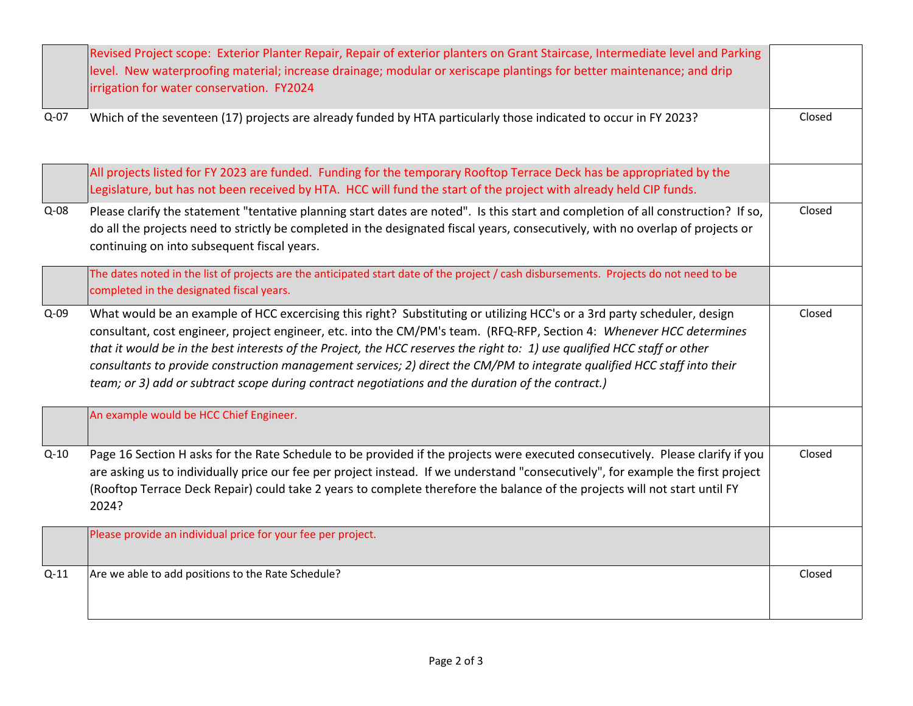| | | |
|---|---|---|
| | Revised Project scope: Exterior Planter Repair, Repair of exterior planters on Grant Staircase, Intermediate level and Parking level. New waterproofing material; increase drainage; modular or xeriscape plantings for better maintenance; and drip irrigation for water conservation. FY2024 | |
| Q-07 | Which of the seventeen (17) projects are already funded by HTA particularly those indicated to occur in FY 2023? | Closed |
| | All projects listed for FY 2023 are funded. Funding for the temporary Rooftop Terrace Deck has be appropriated by the Legislature, but has not been received by HTA. HCC will fund the start of the project with already held CIP funds. | |
| Q-08 | Please clarify the statement "tentative planning start dates are noted". Is this start and completion of all construction? If so, do all the projects need to strictly be completed in the designated fiscal years, consecutively, with no overlap of projects or continuing on into subsequent fiscal years. | Closed |
| | The dates noted in the list of projects are the anticipated start date of the project / cash disbursements. Projects do not need to be completed in the designated fiscal years. | |
| Q-09 | What would be an example of HCC excercising this right? Substituting or utilizing HCC's or a 3rd party scheduler, design consultant, cost engineer, project engineer, etc. into the CM/PM's team. (RFQ-RFP, Section 4: *Whenever HCC determines that it would be in the best interests of the Project, the HCC reserves the right to: 1) use qualified HCC staff or other consultants to provide construction management services; 2) direct the CM/PM to integrate qualified HCC staff into their team; or 3) add or subtract scope during contract negotiations and the duration of the contract.)* | Closed |
| | An example would be HCC Chief Engineer. | |
| Q-10 | Page 16 Section H asks for the Rate Schedule to be provided if the projects were executed consecutively. Please clarify if you are asking us to individually price our fee per project instead. If we understand "consecutively", for example the first project (Rooftop Terrace Deck Repair) could take 2 years to complete therefore the balance of the projects will not start until FY 2024? | Closed |
| | Please provide an individual price for your fee per project. | |
| Q-11 | Are we able to add positions to the Rate Schedule? | Closed |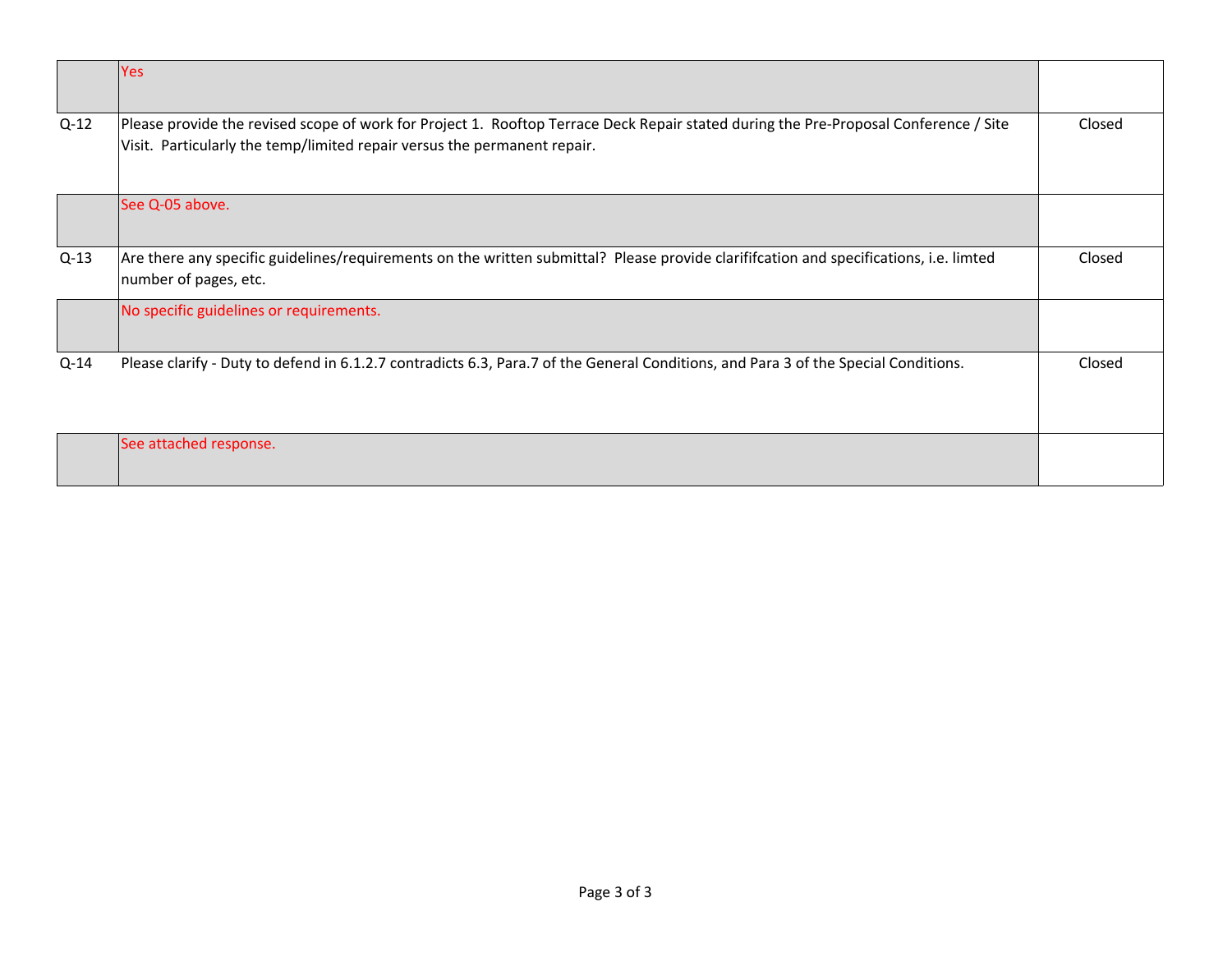| | | |
|---|---|---|
| | Yes | |
| Q-12 | Please provide the revised scope of work for Project 1. Rooftop Terrace Deck Repair stated during the Pre-Proposal Conference / Site Visit. Particularly the temp/limited repair versus the permanent repair. | Closed |
| | See Q-05 above. | |
| Q-13 | Are there any specific guidelines/requirements on the written submittal? Please provide clarififcation and specifications, i.e. limted number of pages, etc. | Closed |
| | No specific guidelines or requirements. | |
| Q-14 | Please clarify - Duty to defend in 6.1.2.7 contradicts 6.3, Para.7 of the General Conditions, and Para 3 of the Special Conditions. | Closed |
| | See attached response. | |